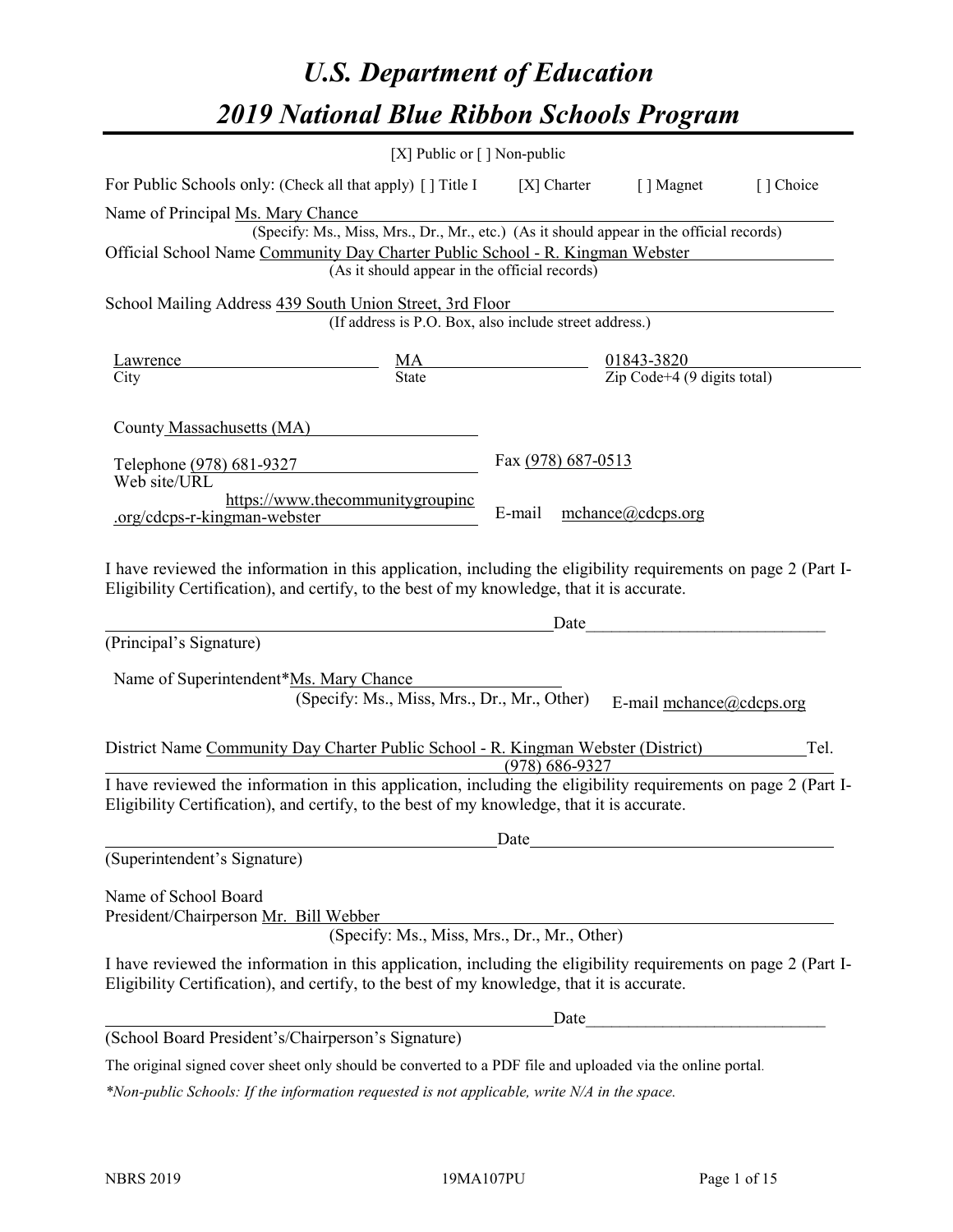# *U.S. Department of Education*

# *2019 National Blue Ribbon Schools Program*

[X] Public or [ ] Non-public

For Public Schools only: (Check all that apply) [ ] Title I [X] Charter [ ] Magnet [ ] Choice

Name of Principal Ms. Mary Chance
(Specify: Ms., Miss, Mrs., Dr., Mr., etc.) (As it should appear in the official records)

Official School Name Community Day Charter Public School - R. Kingman Webster
(As it should appear in the official records)

School Mailing Address 439 South Union Street, 3rd Floor
(If address is P.O. Box, also include street address.)

| | | |
|---|---|---|
| Lawrence | MA | 01843-3820 |
| City | State | Zip Code+4 (9 digits total) |

County Massachusetts (MA)

Telephone (978) 681-9327 Fax (978) 687-0513

Web site/URL https://www.thecommunitygroupinc.org/cdcps-r-kingman-webster E-mail mchance@cdcps.org

I have reviewed the information in this application, including the eligibility requirements on page 2 (Part I-Eligibility Certification), and certify, to the best of my knowledge, that it is accurate.

_____________________________________________ Date___________________________

(Principal's Signature)

Name of Superintendent*Ms. Mary Chance
(Specify: Ms., Miss, Mrs., Dr., Mr., Other) E-mail mchance@cdcps.org

District Name Community Day Charter Public School - R. Kingman Webster (District) Tel. (978) 686-9327

I have reviewed the information in this application, including the eligibility requirements on page 2 (Part I-Eligibility Certification), and certify, to the best of my knowledge, that it is accurate.

_____________________________________________ Date___________________________

(Superintendent's Signature)

Name of School Board
President/Chairperson Mr. Bill Webber
(Specify: Ms., Miss, Mrs., Dr., Mr., Other)

I have reviewed the information in this application, including the eligibility requirements on page 2 (Part I-Eligibility Certification), and certify, to the best of my knowledge, that it is accurate.

_____________________________________________ Date___________________________

(School Board President's/Chairperson's Signature)

The original signed cover sheet only should be converted to a PDF file and uploaded via the online portal.

*\*Non-public Schools: If the information requested is not applicable, write N/A in the space.*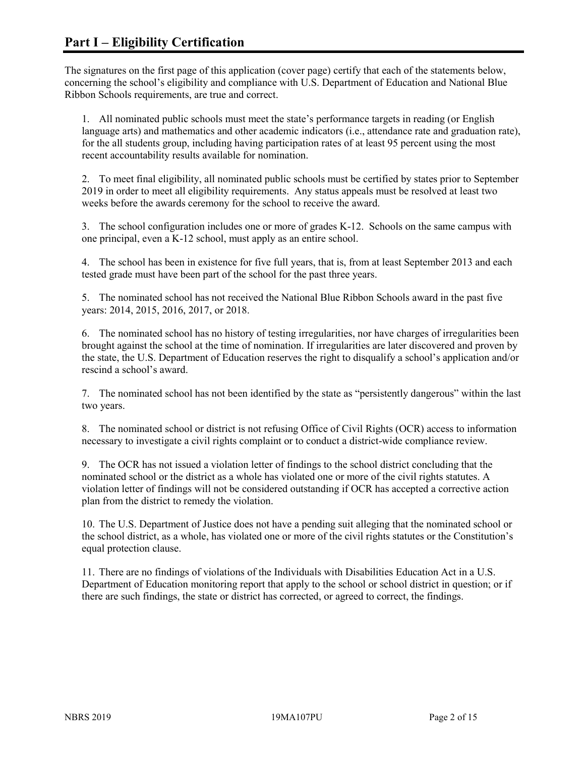# Part I – Eligibility Certification

The signatures on the first page of this application (cover page) certify that each of the statements below, concerning the school's eligibility and compliance with U.S. Department of Education and National Blue Ribbon Schools requirements, are true and correct.

1. All nominated public schools must meet the state's performance targets in reading (or English language arts) and mathematics and other academic indicators (i.e., attendance rate and graduation rate), for the all students group, including having participation rates of at least 95 percent using the most recent accountability results available for nomination.

2. To meet final eligibility, all nominated public schools must be certified by states prior to September 2019 in order to meet all eligibility requirements. Any status appeals must be resolved at least two weeks before the awards ceremony for the school to receive the award.

3. The school configuration includes one or more of grades K-12. Schools on the same campus with one principal, even a K-12 school, must apply as an entire school.

4. The school has been in existence for five full years, that is, from at least September 2013 and each tested grade must have been part of the school for the past three years.

5. The nominated school has not received the National Blue Ribbon Schools award in the past five years: 2014, 2015, 2016, 2017, or 2018.

6. The nominated school has no history of testing irregularities, nor have charges of irregularities been brought against the school at the time of nomination. If irregularities are later discovered and proven by the state, the U.S. Department of Education reserves the right to disqualify a school's application and/or rescind a school's award.

7. The nominated school has not been identified by the state as "persistently dangerous" within the last two years.

8. The nominated school or district is not refusing Office of Civil Rights (OCR) access to information necessary to investigate a civil rights complaint or to conduct a district-wide compliance review.

9. The OCR has not issued a violation letter of findings to the school district concluding that the nominated school or the district as a whole has violated one or more of the civil rights statutes. A violation letter of findings will not be considered outstanding if OCR has accepted a corrective action plan from the district to remedy the violation.

10. The U.S. Department of Justice does not have a pending suit alleging that the nominated school or the school district, as a whole, has violated one or more of the civil rights statutes or the Constitution's equal protection clause.

11. There are no findings of violations of the Individuals with Disabilities Education Act in a U.S. Department of Education monitoring report that apply to the school or school district in question; or if there are such findings, the state or district has corrected, or agreed to correct, the findings.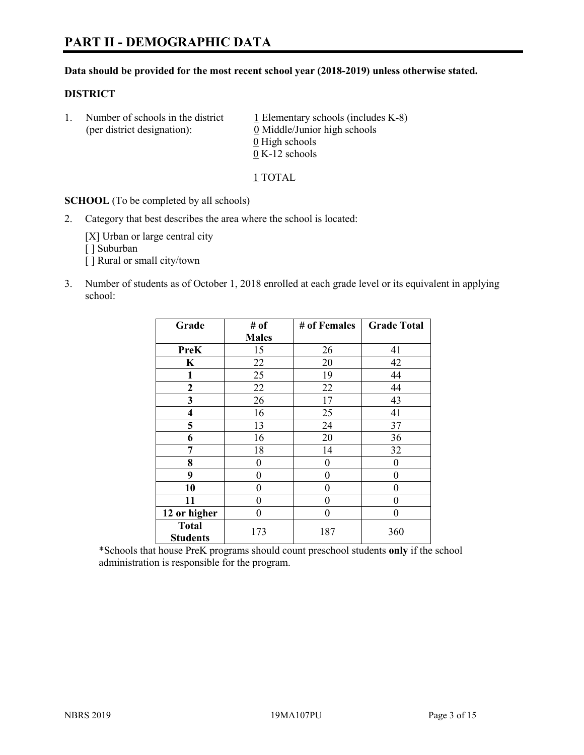# PART II - DEMOGRAPHIC DATA

**Data should be provided for the most recent school year (2018-2019) unless otherwise stated.**

**DISTRICT**

1. Number of schools in the district (per district designation):
   1 Elementary schools (includes K-8)
   0 Middle/Junior high schools
   0 High schools
   0 K-12 schools

   1 TOTAL

**SCHOOL** (To be completed by all schools)

2. Category that best describes the area where the school is located:

   [X] Urban or large central city
   [ ] Suburban
   [ ] Rural or small city/town

3. Number of students as of October 1, 2018 enrolled at each grade level or its equivalent in applying school:

| Grade | # of Males | # of Females | Grade Total |
|---|---|---|---|
| **PreK** | 15 | 26 | 41 |
| **K** | 22 | 20 | 42 |
| **1** | 25 | 19 | 44 |
| **2** | 22 | 22 | 44 |
| **3** | 26 | 17 | 43 |
| **4** | 16 | 25 | 41 |
| **5** | 13 | 24 | 37 |
| **6** | 16 | 20 | 36 |
| **7** | 18 | 14 | 32 |
| **8** | 0 | 0 | 0 |
| **9** | 0 | 0 | 0 |
| **10** | 0 | 0 | 0 |
| **11** | 0 | 0 | 0 |
| **12 or higher** | 0 | 0 | 0 |
| **Total Students** | 173 | 187 | 360 |

*Schools that house PreK programs should count preschool students **only** if the school administration is responsible for the program.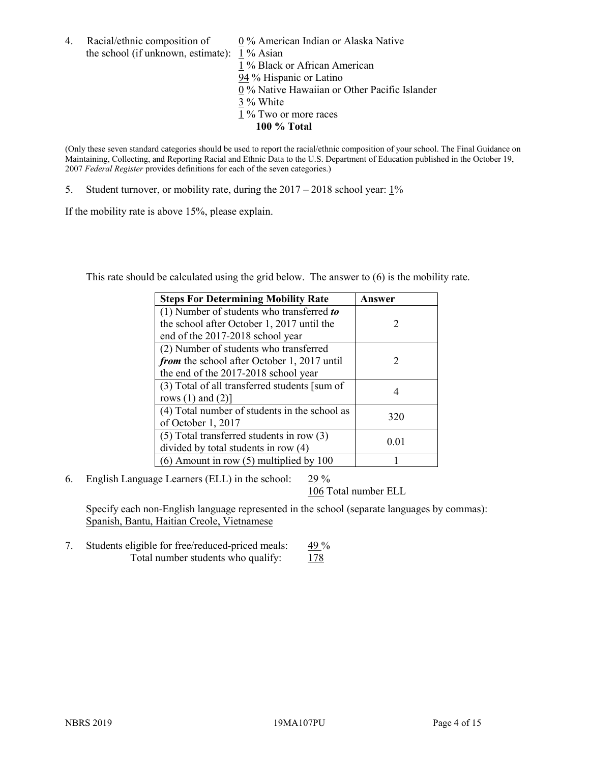4. Racial/ethnic composition of the school (if unknown, estimate):
   0 % American Indian or Alaska Native
   1 % Asian
   1 % Black or African American
   94 % Hispanic or Latino
   0 % Native Hawaiian or Other Pacific Islander
   3 % White
   1 % Two or more races
   **100 % Total**

(Only these seven standard categories should be used to report the racial/ethnic composition of your school. The Final Guidance on Maintaining, Collecting, and Reporting Racial and Ethnic Data to the U.S. Department of Education published in the October 19, 2007 *Federal Register* provides definitions for each of the seven categories.)

5. Student turnover, or mobility rate, during the 2017 – 2018 school year: 1%

If the mobility rate is above 15%, please explain.

This rate should be calculated using the grid below. The answer to (6) is the mobility rate.

| Steps For Determining Mobility Rate | Answer |
|---|---|
| (1) Number of students who transferred ***to*** the school after October 1, 2017 until the end of the 2017-2018 school year | 2 |
| (2) Number of students who transferred ***from*** the school after October 1, 2017 until the end of the 2017-2018 school year | 2 |
| (3) Total of all transferred students [sum of rows (1) and (2)] | 4 |
| (4) Total number of students in the school as of October 1, 2017 | 320 |
| (5) Total transferred students in row (3) divided by total students in row (4) | 0.01 |
| (6) Amount in row (5) multiplied by 100 | 1 |

6. English Language Learners (ELL) in the school: 29 %
   106 Total number ELL

   Specify each non-English language represented in the school (separate languages by commas):
   Spanish, Bantu, Haitian Creole, Vietnamese

7. Students eligible for free/reduced-priced meals: 49 %
   Total number students who qualify: 178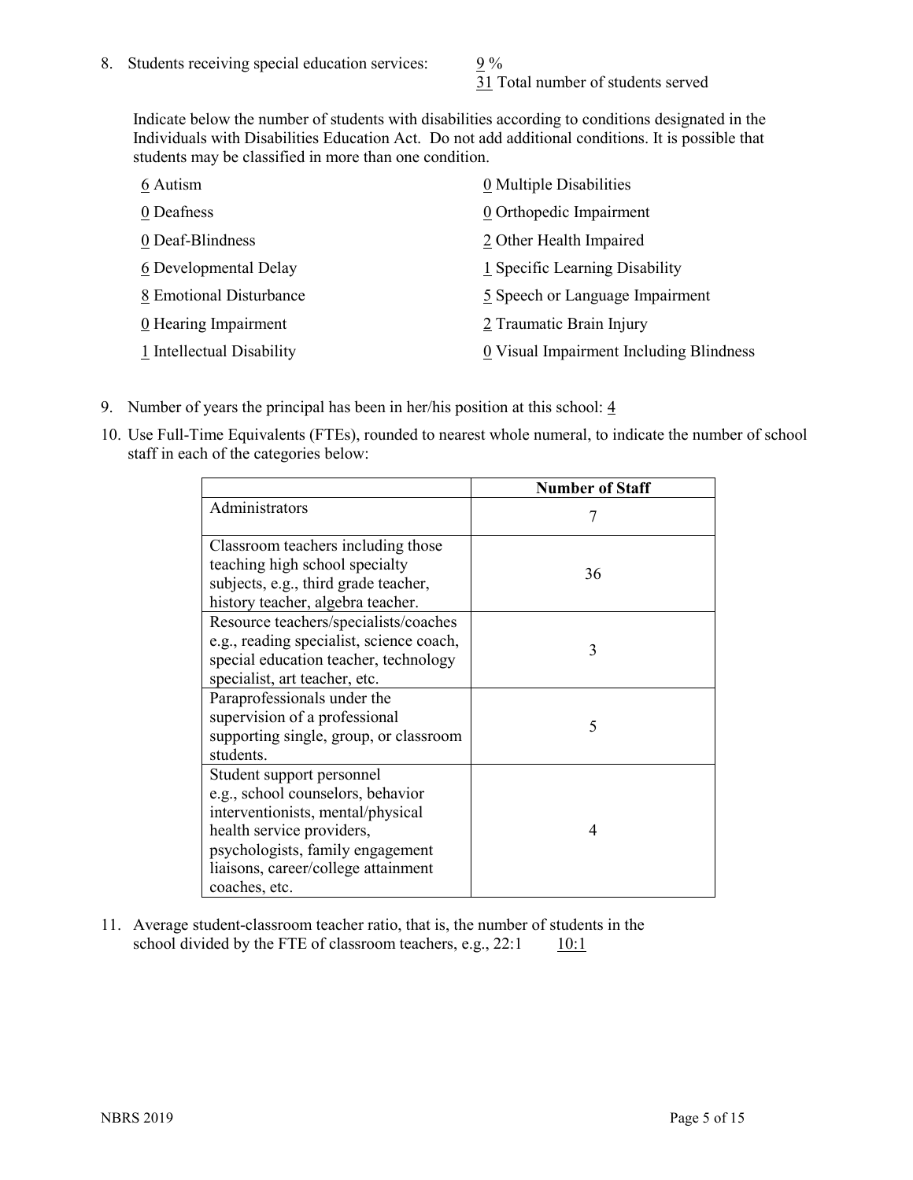8. Students receiving special education services: 9 %
31 Total number of students served

Indicate below the number of students with disabilities according to conditions designated in the Individuals with Disabilities Education Act. Do not add additional conditions. It is possible that students may be classified in more than one condition.

6 Autism
0 Deafness
0 Deaf-Blindness
6 Developmental Delay
8 Emotional Disturbance
0 Hearing Impairment
1 Intellectual Disability
0 Multiple Disabilities
0 Orthopedic Impairment
2 Other Health Impaired
1 Specific Learning Disability
5 Speech or Language Impairment
2 Traumatic Brain Injury
0 Visual Impairment Including Blindness

9. Number of years the principal has been in her/his position at this school: 4

10. Use Full-Time Equivalents (FTEs), rounded to nearest whole numeral, to indicate the number of school staff in each of the categories below:

| | Number of Staff |
|---|---|
| Administrators | 7 |
| Classroom teachers including those teaching high school specialty subjects, e.g., third grade teacher, history teacher, algebra teacher. | 36 |
| Resource teachers/specialists/coaches e.g., reading specialist, science coach, special education teacher, technology specialist, art teacher, etc. | 3 |
| Paraprofessionals under the supervision of a professional supporting single, group, or classroom students. | 5 |
| Student support personnel e.g., school counselors, behavior interventionists, mental/physical health service providers, psychologists, family engagement liaisons, career/college attainment coaches, etc. | 4 |

11. Average student-classroom teacher ratio, that is, the number of students in the school divided by the FTE of classroom teachers, e.g., 22:1 10:1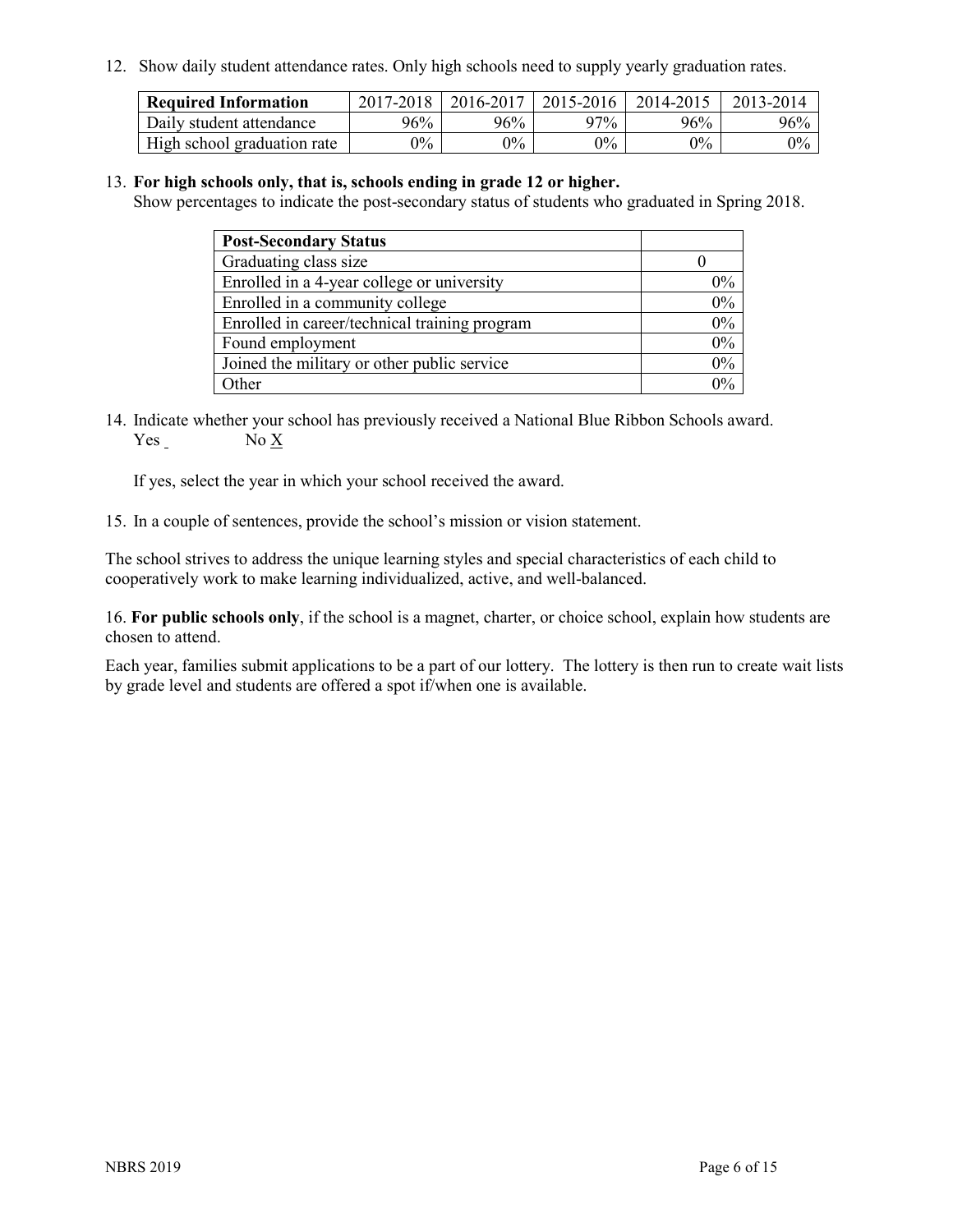12. Show daily student attendance rates. Only high schools need to supply yearly graduation rates.

| Required Information | 2017-2018 | 2016-2017 | 2015-2016 | 2014-2015 | 2013-2014 |
|---|---|---|---|---|---|
| Daily student attendance | 96% | 96% | 97% | 96% | 96% |
| High school graduation rate | 0% | 0% | 0% | 0% | 0% |

13. **For high schools only, that is, schools ending in grade 12 or higher.**
Show percentages to indicate the post-secondary status of students who graduated in Spring 2018.

| Post-Secondary Status | |
|---|---|
| Graduating class size | 0 |
| Enrolled in a 4-year college or university | 0% |
| Enrolled in a community college | 0% |
| Enrolled in career/technical training program | 0% |
| Found employment | 0% |
| Joined the military or other public service | 0% |
| Other | 0% |

14. Indicate whether your school has previously received a National Blue Ribbon Schools award.
Yes ___ No X

If yes, select the year in which your school received the award.

15. In a couple of sentences, provide the school's mission or vision statement.

The school strives to address the unique learning styles and special characteristics of each child to cooperatively work to make learning individualized, active, and well-balanced.

16. **For public schools only**, if the school is a magnet, charter, or choice school, explain how students are chosen to attend.

Each year, families submit applications to be a part of our lottery. The lottery is then run to create wait lists by grade level and students are offered a spot if/when one is available.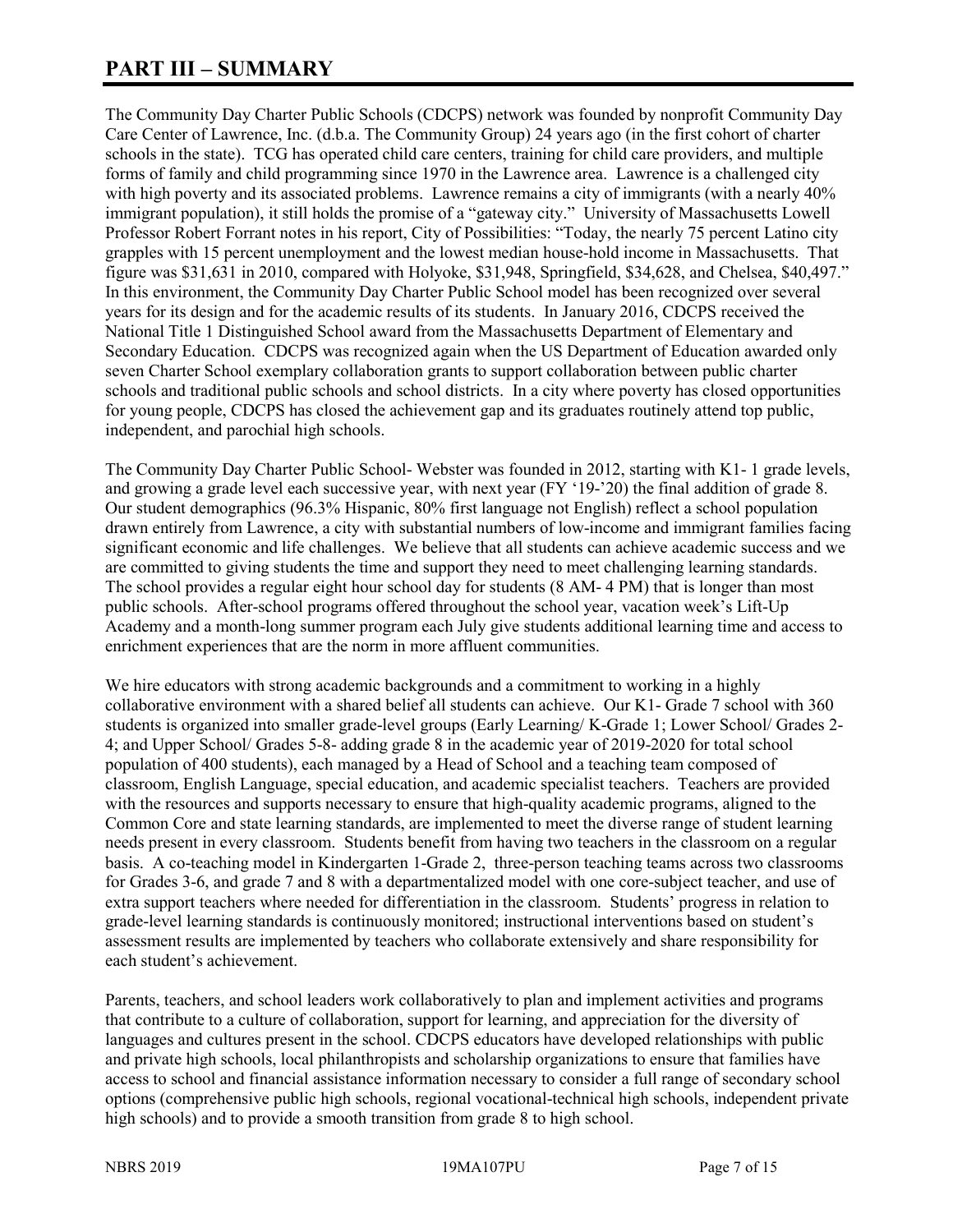# PART III – SUMMARY

The Community Day Charter Public Schools (CDCPS) network was founded by nonprofit Community Day Care Center of Lawrence, Inc. (d.b.a. The Community Group) 24 years ago (in the first cohort of charter schools in the state). TCG has operated child care centers, training for child care providers, and multiple forms of family and child programming since 1970 in the Lawrence area. Lawrence is a challenged city with high poverty and its associated problems. Lawrence remains a city of immigrants (with a nearly 40% immigrant population), it still holds the promise of a "gateway city." University of Massachusetts Lowell Professor Robert Forrant notes in his report, City of Possibilities: "Today, the nearly 75 percent Latino city grapples with 15 percent unemployment and the lowest median house-hold income in Massachusetts. That figure was $31,631 in 2010, compared with Holyoke, $31,948, Springfield, $34,628, and Chelsea, $40,497." In this environment, the Community Day Charter Public School model has been recognized over several years for its design and for the academic results of its students. In January 2016, CDCPS received the National Title 1 Distinguished School award from the Massachusetts Department of Elementary and Secondary Education. CDCPS was recognized again when the US Department of Education awarded only seven Charter School exemplary collaboration grants to support collaboration between public charter schools and traditional public schools and school districts. In a city where poverty has closed opportunities for young people, CDCPS has closed the achievement gap and its graduates routinely attend top public, independent, and parochial high schools.

The Community Day Charter Public School- Webster was founded in 2012, starting with K1- 1 grade levels, and growing a grade level each successive year, with next year (FY '19-'20) the final addition of grade 8. Our student demographics (96.3% Hispanic, 80% first language not English) reflect a school population drawn entirely from Lawrence, a city with substantial numbers of low-income and immigrant families facing significant economic and life challenges. We believe that all students can achieve academic success and we are committed to giving students the time and support they need to meet challenging learning standards. The school provides a regular eight hour school day for students (8 AM- 4 PM) that is longer than most public schools. After-school programs offered throughout the school year, vacation week's Lift-Up Academy and a month-long summer program each July give students additional learning time and access to enrichment experiences that are the norm in more affluent communities.

We hire educators with strong academic backgrounds and a commitment to working in a highly collaborative environment with a shared belief all students can achieve. Our K1- Grade 7 school with 360 students is organized into smaller grade-level groups (Early Learning/ K-Grade 1; Lower School/ Grades 2-4; and Upper School/ Grades 5-8- adding grade 8 in the academic year of 2019-2020 for total school population of 400 students), each managed by a Head of School and a teaching team composed of classroom, English Language, special education, and academic specialist teachers. Teachers are provided with the resources and supports necessary to ensure that high-quality academic programs, aligned to the Common Core and state learning standards, are implemented to meet the diverse range of student learning needs present in every classroom. Students benefit from having two teachers in the classroom on a regular basis. A co-teaching model in Kindergarten 1-Grade 2, three-person teaching teams across two classrooms for Grades 3-6, and grade 7 and 8 with a departmentalized model with one core-subject teacher, and use of extra support teachers where needed for differentiation in the classroom. Students' progress in relation to grade-level learning standards is continuously monitored; instructional interventions based on student's assessment results are implemented by teachers who collaborate extensively and share responsibility for each student's achievement.

Parents, teachers, and school leaders work collaboratively to plan and implement activities and programs that contribute to a culture of collaboration, support for learning, and appreciation for the diversity of languages and cultures present in the school. CDCPS educators have developed relationships with public and private high schools, local philanthropists and scholarship organizations to ensure that families have access to school and financial assistance information necessary to consider a full range of secondary school options (comprehensive public high schools, regional vocational-technical high schools, independent private high schools) and to provide a smooth transition from grade 8 to high school.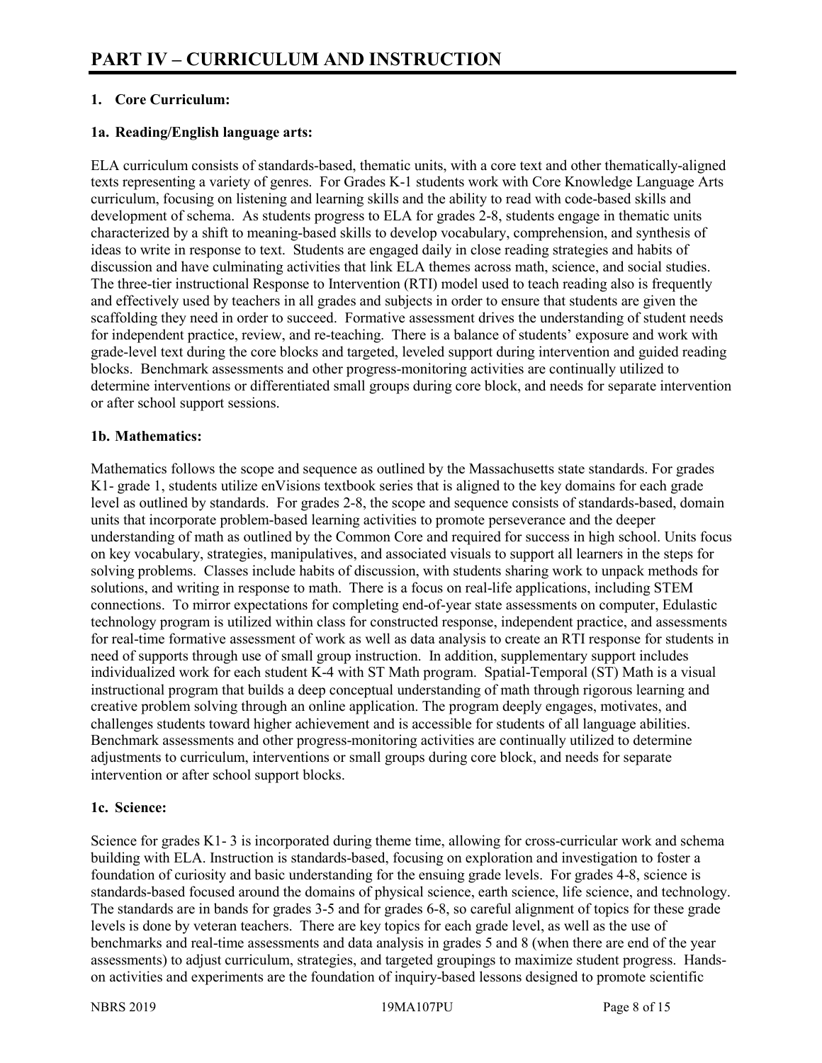# PART IV – CURRICULUM AND INSTRUCTION

## 1. Core Curriculum:

### 1a. Reading/English language arts:

ELA curriculum consists of standards-based, thematic units, with a core text and other thematically-aligned texts representing a variety of genres. For Grades K-1 students work with Core Knowledge Language Arts curriculum, focusing on listening and learning skills and the ability to read with code-based skills and development of schema. As students progress to ELA for grades 2-8, students engage in thematic units characterized by a shift to meaning-based skills to develop vocabulary, comprehension, and synthesis of ideas to write in response to text. Students are engaged daily in close reading strategies and habits of discussion and have culminating activities that link ELA themes across math, science, and social studies. The three-tier instructional Response to Intervention (RTI) model used to teach reading also is frequently and effectively used by teachers in all grades and subjects in order to ensure that students are given the scaffolding they need in order to succeed. Formative assessment drives the understanding of student needs for independent practice, review, and re-teaching. There is a balance of students' exposure and work with grade-level text during the core blocks and targeted, leveled support during intervention and guided reading blocks. Benchmark assessments and other progress-monitoring activities are continually utilized to determine interventions or differentiated small groups during core block, and needs for separate intervention or after school support sessions.

### 1b. Mathematics:

Mathematics follows the scope and sequence as outlined by the Massachusetts state standards. For grades K1- grade 1, students utilize enVisions textbook series that is aligned to the key domains for each grade level as outlined by standards. For grades 2-8, the scope and sequence consists of standards-based, domain units that incorporate problem-based learning activities to promote perseverance and the deeper understanding of math as outlined by the Common Core and required for success in high school. Units focus on key vocabulary, strategies, manipulatives, and associated visuals to support all learners in the steps for solving problems. Classes include habits of discussion, with students sharing work to unpack methods for solutions, and writing in response to math. There is a focus on real-life applications, including STEM connections. To mirror expectations for completing end-of-year state assessments on computer, Edulastic technology program is utilized within class for constructed response, independent practice, and assessments for real-time formative assessment of work as well as data analysis to create an RTI response for students in need of supports through use of small group instruction. In addition, supplementary support includes individualized work for each student K-4 with ST Math program. Spatial-Temporal (ST) Math is a visual instructional program that builds a deep conceptual understanding of math through rigorous learning and creative problem solving through an online application. The program deeply engages, motivates, and challenges students toward higher achievement and is accessible for students of all language abilities. Benchmark assessments and other progress-monitoring activities are continually utilized to determine adjustments to curriculum, interventions or small groups during core block, and needs for separate intervention or after school support blocks.

### 1c. Science:

Science for grades K1- 3 is incorporated during theme time, allowing for cross-curricular work and schema building with ELA. Instruction is standards-based, focusing on exploration and investigation to foster a foundation of curiosity and basic understanding for the ensuing grade levels. For grades 4-8, science is standards-based focused around the domains of physical science, earth science, life science, and technology. The standards are in bands for grades 3-5 and for grades 6-8, so careful alignment of topics for these grade levels is done by veteran teachers. There are key topics for each grade level, as well as the use of benchmarks and real-time assessments and data analysis in grades 5 and 8 (when there are end of the year assessments) to adjust curriculum, strategies, and targeted groupings to maximize student progress. Hands-on activities and experiments are the foundation of inquiry-based lessons designed to promote scientific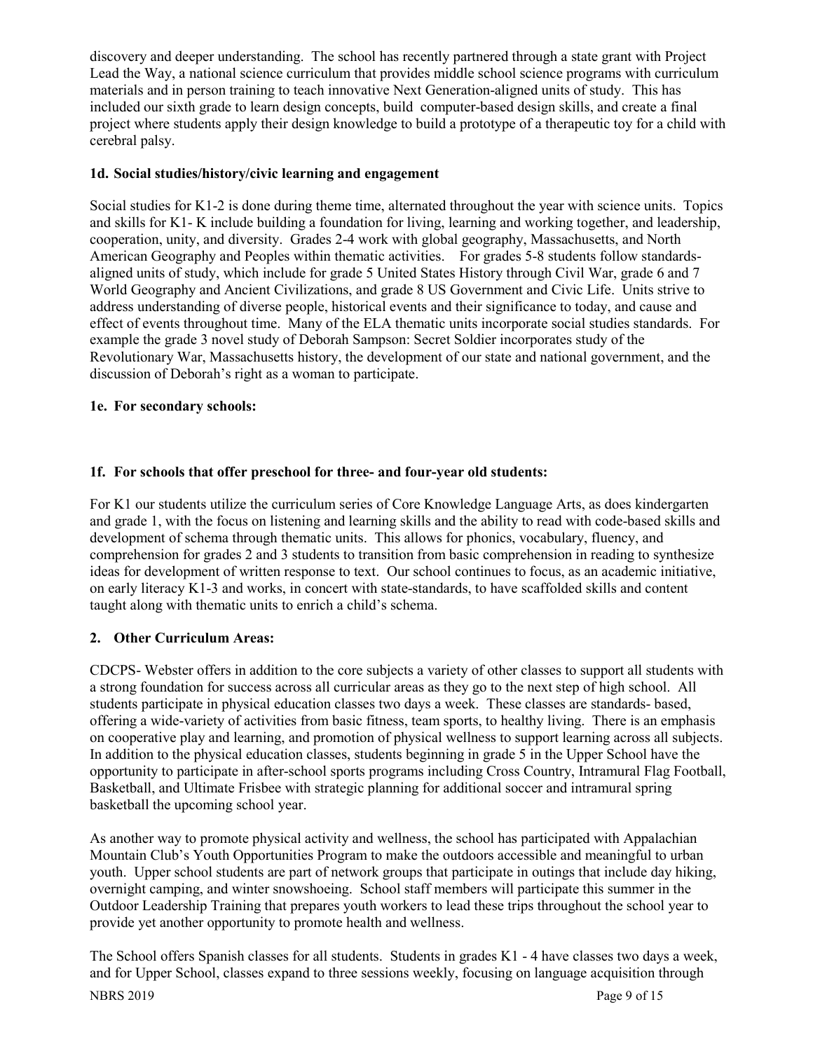discovery and deeper understanding. The school has recently partnered through a state grant with Project Lead the Way, a national science curriculum that provides middle school science programs with curriculum materials and in person training to teach innovative Next Generation-aligned units of study. This has included our sixth grade to learn design concepts, build computer-based design skills, and create a final project where students apply their design knowledge to build a prototype of a therapeutic toy for a child with cerebral palsy.

### 1d. Social studies/history/civic learning and engagement

Social studies for K1-2 is done during theme time, alternated throughout the year with science units. Topics and skills for K1- K include building a foundation for living, learning and working together, and leadership, cooperation, unity, and diversity. Grades 2-4 work with global geography, Massachusetts, and North American Geography and Peoples within thematic activities. For grades 5-8 students follow standards-aligned units of study, which include for grade 5 United States History through Civil War, grade 6 and 7 World Geography and Ancient Civilizations, and grade 8 US Government and Civic Life. Units strive to address understanding of diverse people, historical events and their significance to today, and cause and effect of events throughout time. Many of the ELA thematic units incorporate social studies standards. For example the grade 3 novel study of Deborah Sampson: Secret Soldier incorporates study of the Revolutionary War, Massachusetts history, the development of our state and national government, and the discussion of Deborah's right as a woman to participate.

### 1e. For secondary schools:

### 1f. For schools that offer preschool for three- and four-year old students:

For K1 our students utilize the curriculum series of Core Knowledge Language Arts, as does kindergarten and grade 1, with the focus on listening and learning skills and the ability to read with code-based skills and development of schema through thematic units. This allows for phonics, vocabulary, fluency, and comprehension for grades 2 and 3 students to transition from basic comprehension in reading to synthesize ideas for development of written response to text. Our school continues to focus, as an academic initiative, on early literacy K1-3 and works, in concert with state-standards, to have scaffolded skills and content taught along with thematic units to enrich a child's schema.

## 2. Other Curriculum Areas:

CDCPS- Webster offers in addition to the core subjects a variety of other classes to support all students with a strong foundation for success across all curricular areas as they go to the next step of high school. All students participate in physical education classes two days a week. These classes are standards- based, offering a wide-variety of activities from basic fitness, team sports, to healthy living. There is an emphasis on cooperative play and learning, and promotion of physical wellness to support learning across all subjects. In addition to the physical education classes, students beginning in grade 5 in the Upper School have the opportunity to participate in after-school sports programs including Cross Country, Intramural Flag Football, Basketball, and Ultimate Frisbee with strategic planning for additional soccer and intramural spring basketball the upcoming school year.

As another way to promote physical activity and wellness, the school has participated with Appalachian Mountain Club's Youth Opportunities Program to make the outdoors accessible and meaningful to urban youth. Upper school students are part of network groups that participate in outings that include day hiking, overnight camping, and winter snowshoeing. School staff members will participate this summer in the Outdoor Leadership Training that prepares youth workers to lead these trips throughout the school year to provide yet another opportunity to promote health and wellness.

The School offers Spanish classes for all students. Students in grades K1 - 4 have classes two days a week, and for Upper School, classes expand to three sessions weekly, focusing on language acquisition through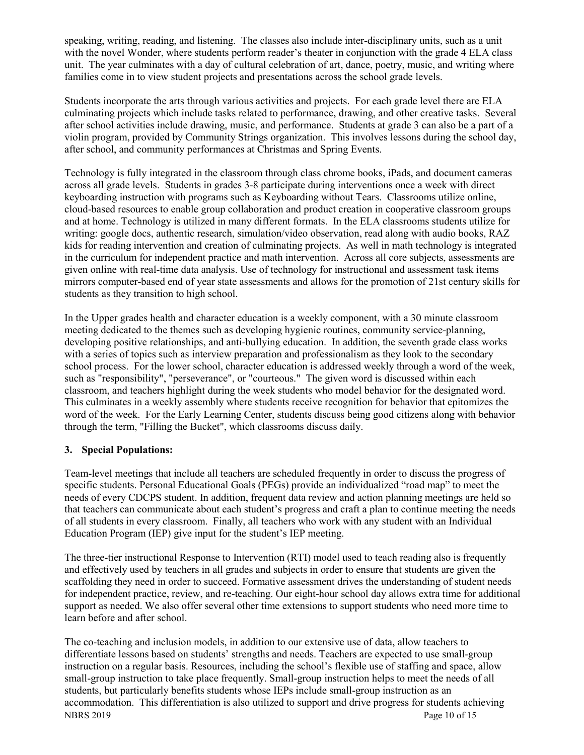speaking, writing, reading, and listening. The classes also include inter-disciplinary units, such as a unit with the novel Wonder, where students perform reader's theater in conjunction with the grade 4 ELA class unit. The year culminates with a day of cultural celebration of art, dance, poetry, music, and writing where families come in to view student projects and presentations across the school grade levels.

Students incorporate the arts through various activities and projects. For each grade level there are ELA culminating projects which include tasks related to performance, drawing, and other creative tasks. Several after school activities include drawing, music, and performance. Students at grade 3 can also be a part of a violin program, provided by Community Strings organization. This involves lessons during the school day, after school, and community performances at Christmas and Spring Events.

Technology is fully integrated in the classroom through class chrome books, iPads, and document cameras across all grade levels. Students in grades 3-8 participate during interventions once a week with direct keyboarding instruction with programs such as Keyboarding without Tears. Classrooms utilize online, cloud-based resources to enable group collaboration and product creation in cooperative classroom groups and at home. Technology is utilized in many different formats. In the ELA classrooms students utilize for writing: google docs, authentic research, simulation/video observation, read along with audio books, RAZ kids for reading intervention and creation of culminating projects. As well in math technology is integrated in the curriculum for independent practice and math intervention. Across all core subjects, assessments are given online with real-time data analysis. Use of technology for instructional and assessment task items mirrors computer-based end of year state assessments and allows for the promotion of 21st century skills for students as they transition to high school.

In the Upper grades health and character education is a weekly component, with a 30 minute classroom meeting dedicated to the themes such as developing hygienic routines, community service-planning, developing positive relationships, and anti-bullying education. In addition, the seventh grade class works with a series of topics such as interview preparation and professionalism as they look to the secondary school process. For the lower school, character education is addressed weekly through a word of the week, such as "responsibility", "perseverance", or "courteous." The given word is discussed within each classroom, and teachers highlight during the week students who model behavior for the designated word. This culminates in a weekly assembly where students receive recognition for behavior that epitomizes the word of the week. For the Early Learning Center, students discuss being good citizens along with behavior through the term, "Filling the Bucket", which classrooms discuss daily.

**3. Special Populations:**

Team-level meetings that include all teachers are scheduled frequently in order to discuss the progress of specific students. Personal Educational Goals (PEGs) provide an individualized "road map" to meet the needs of every CDCPS student. In addition, frequent data review and action planning meetings are held so that teachers can communicate about each student's progress and craft a plan to continue meeting the needs of all students in every classroom. Finally, all teachers who work with any student with an Individual Education Program (IEP) give input for the student's IEP meeting.

The three-tier instructional Response to Intervention (RTI) model used to teach reading also is frequently and effectively used by teachers in all grades and subjects in order to ensure that students are given the scaffolding they need in order to succeed. Formative assessment drives the understanding of student needs for independent practice, review, and re-teaching. Our eight-hour school day allows extra time for additional support as needed. We also offer several other time extensions to support students who need more time to learn before and after school.

The co-teaching and inclusion models, in addition to our extensive use of data, allow teachers to differentiate lessons based on students' strengths and needs. Teachers are expected to use small-group instruction on a regular basis. Resources, including the school's flexible use of staffing and space, allow small-group instruction to take place frequently. Small-group instruction helps to meet the needs of all students, but particularly benefits students whose IEPs include small-group instruction as an accommodation. This differentiation is also utilized to support and drive progress for students achieving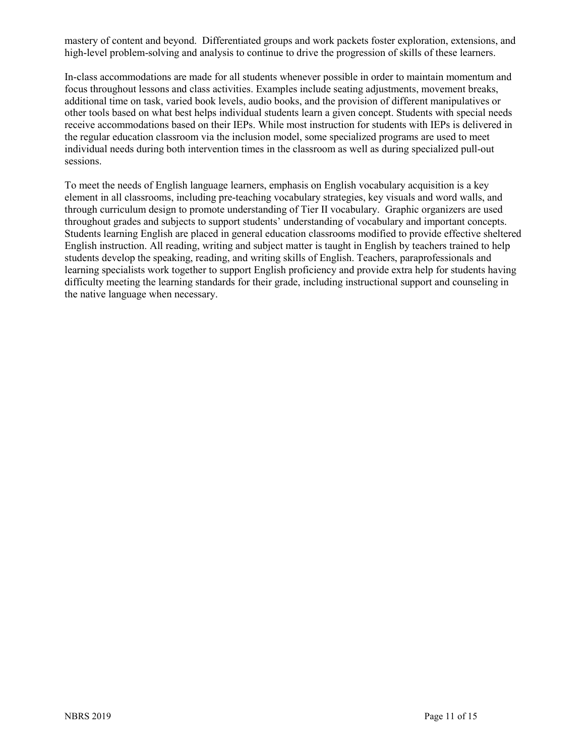mastery of content and beyond.  Differentiated groups and work packets foster exploration, extensions, and high-level problem-solving and analysis to continue to drive the progression of skills of these learners.

In-class accommodations are made for all students whenever possible in order to maintain momentum and focus throughout lessons and class activities. Examples include seating adjustments, movement breaks, additional time on task, varied book levels, audio books, and the provision of different manipulatives or other tools based on what best helps individual students learn a given concept. Students with special needs receive accommodations based on their IEPs. While most instruction for students with IEPs is delivered in the regular education classroom via the inclusion model, some specialized programs are used to meet individual needs during both intervention times in the classroom as well as during specialized pull-out sessions.

To meet the needs of English language learners, emphasis on English vocabulary acquisition is a key element in all classrooms, including pre-teaching vocabulary strategies, key visuals and word walls, and through curriculum design to promote understanding of Tier II vocabulary.  Graphic organizers are used throughout grades and subjects to support students' understanding of vocabulary and important concepts. Students learning English are placed in general education classrooms modified to provide effective sheltered English instruction. All reading, writing and subject matter is taught in English by teachers trained to help students develop the speaking, reading, and writing skills of English. Teachers, paraprofessionals and learning specialists work together to support English proficiency and provide extra help for students having difficulty meeting the learning standards for their grade, including instructional support and counseling in the native language when necessary.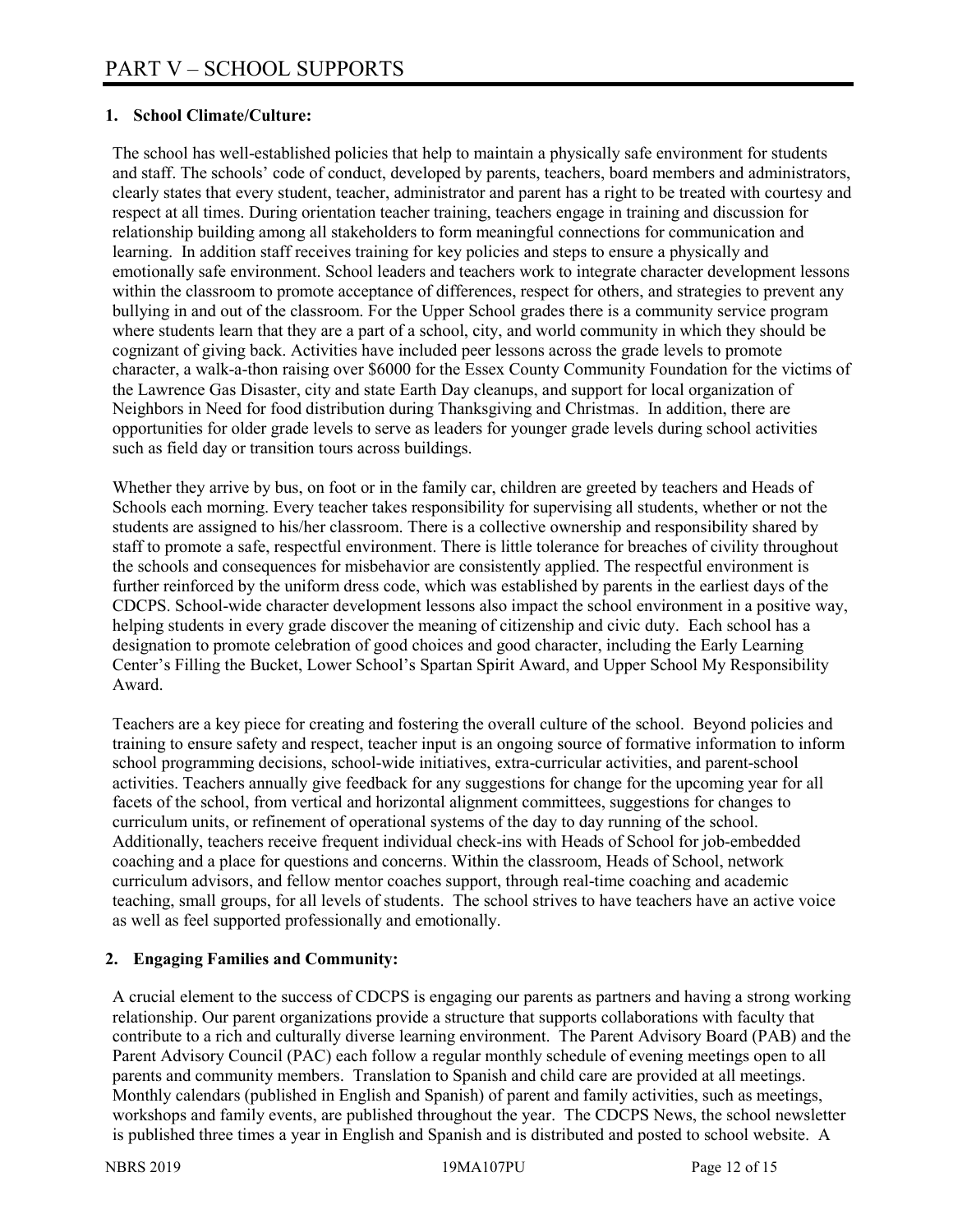# PART V – SCHOOL SUPPORTS

## 1. School Climate/Culture:

The school has well-established policies that help to maintain a physically safe environment for students and staff. The schools' code of conduct, developed by parents, teachers, board members and administrators, clearly states that every student, teacher, administrator and parent has a right to be treated with courtesy and respect at all times. During orientation teacher training, teachers engage in training and discussion for relationship building among all stakeholders to form meaningful connections for communication and learning. In addition staff receives training for key policies and steps to ensure a physically and emotionally safe environment. School leaders and teachers work to integrate character development lessons within the classroom to promote acceptance of differences, respect for others, and strategies to prevent any bullying in and out of the classroom. For the Upper School grades there is a community service program where students learn that they are a part of a school, city, and world community in which they should be cognizant of giving back. Activities have included peer lessons across the grade levels to promote character, a walk-a-thon raising over $6000 for the Essex County Community Foundation for the victims of the Lawrence Gas Disaster, city and state Earth Day cleanups, and support for local organization of Neighbors in Need for food distribution during Thanksgiving and Christmas. In addition, there are opportunities for older grade levels to serve as leaders for younger grade levels during school activities such as field day or transition tours across buildings.

Whether they arrive by bus, on foot or in the family car, children are greeted by teachers and Heads of Schools each morning. Every teacher takes responsibility for supervising all students, whether or not the students are assigned to his/her classroom. There is a collective ownership and responsibility shared by staff to promote a safe, respectful environment. There is little tolerance for breaches of civility throughout the schools and consequences for misbehavior are consistently applied. The respectful environment is further reinforced by the uniform dress code, which was established by parents in the earliest days of the CDCPS. School-wide character development lessons also impact the school environment in a positive way, helping students in every grade discover the meaning of citizenship and civic duty. Each school has a designation to promote celebration of good choices and good character, including the Early Learning Center's Filling the Bucket, Lower School's Spartan Spirit Award, and Upper School My Responsibility Award.

Teachers are a key piece for creating and fostering the overall culture of the school. Beyond policies and training to ensure safety and respect, teacher input is an ongoing source of formative information to inform school programming decisions, school-wide initiatives, extra-curricular activities, and parent-school activities. Teachers annually give feedback for any suggestions for change for the upcoming year for all facets of the school, from vertical and horizontal alignment committees, suggestions for changes to curriculum units, or refinement of operational systems of the day to day running of the school. Additionally, teachers receive frequent individual check-ins with Heads of School for job-embedded coaching and a place for questions and concerns. Within the classroom, Heads of School, network curriculum advisors, and fellow mentor coaches support, through real-time coaching and academic teaching, small groups, for all levels of students. The school strives to have teachers have an active voice as well as feel supported professionally and emotionally.

## 2. Engaging Families and Community:

A crucial element to the success of CDCPS is engaging our parents as partners and having a strong working relationship. Our parent organizations provide a structure that supports collaborations with faculty that contribute to a rich and culturally diverse learning environment. The Parent Advisory Board (PAB) and the Parent Advisory Council (PAC) each follow a regular monthly schedule of evening meetings open to all parents and community members. Translation to Spanish and child care are provided at all meetings. Monthly calendars (published in English and Spanish) of parent and family activities, such as meetings, workshops and family events, are published throughout the year. The CDCPS News, the school newsletter is published three times a year in English and Spanish and is distributed and posted to school website. A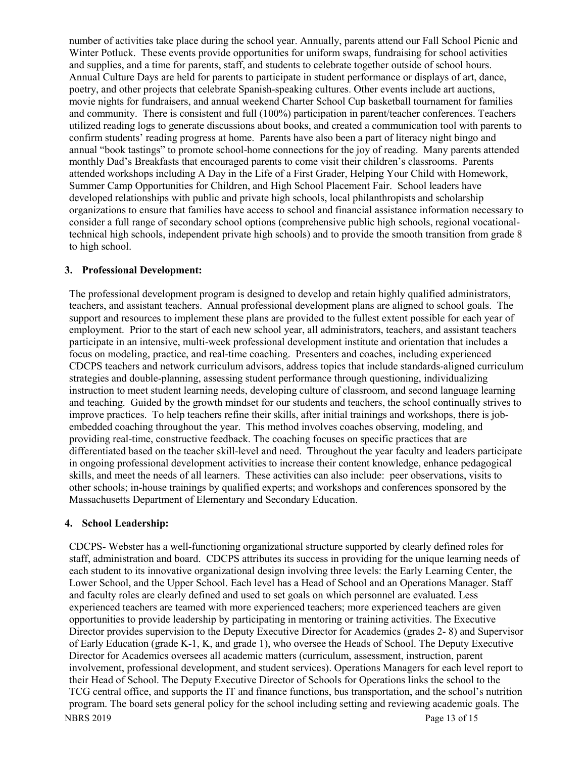number of activities take place during the school year. Annually, parents attend our Fall School Picnic and Winter Potluck. These events provide opportunities for uniform swaps, fundraising for school activities and supplies, and a time for parents, staff, and students to celebrate together outside of school hours. Annual Culture Days are held for parents to participate in student performance or displays of art, dance, poetry, and other projects that celebrate Spanish-speaking cultures. Other events include art auctions, movie nights for fundraisers, and annual weekend Charter School Cup basketball tournament for families and community. There is consistent and full (100%) participation in parent/teacher conferences. Teachers utilized reading logs to generate discussions about books, and created a communication tool with parents to confirm students' reading progress at home. Parents have also been a part of literacy night bingo and annual "book tastings" to promote school-home connections for the joy of reading. Many parents attended monthly Dad's Breakfasts that encouraged parents to come visit their children's classrooms. Parents attended workshops including A Day in the Life of a First Grader, Helping Your Child with Homework, Summer Camp Opportunities for Children, and High School Placement Fair. School leaders have developed relationships with public and private high schools, local philanthropists and scholarship organizations to ensure that families have access to school and financial assistance information necessary to consider a full range of secondary school options (comprehensive public high schools, regional vocational-technical high schools, independent private high schools) and to provide the smooth transition from grade 8 to high school.

## 3. Professional Development:

The professional development program is designed to develop and retain highly qualified administrators, teachers, and assistant teachers. Annual professional development plans are aligned to school goals. The support and resources to implement these plans are provided to the fullest extent possible for each year of employment. Prior to the start of each new school year, all administrators, teachers, and assistant teachers participate in an intensive, multi-week professional development institute and orientation that includes a focus on modeling, practice, and real-time coaching. Presenters and coaches, including experienced CDCPS teachers and network curriculum advisors, address topics that include standards-aligned curriculum strategies and double-planning, assessing student performance through questioning, individualizing instruction to meet student learning needs, developing culture of classroom, and second language learning and teaching. Guided by the growth mindset for our students and teachers, the school continually strives to improve practices. To help teachers refine their skills, after initial trainings and workshops, there is job-embedded coaching throughout the year. This method involves coaches observing, modeling, and providing real-time, constructive feedback. The coaching focuses on specific practices that are differentiated based on the teacher skill-level and need. Throughout the year faculty and leaders participate in ongoing professional development activities to increase their content knowledge, enhance pedagogical skills, and meet the needs of all learners. These activities can also include: peer observations, visits to other schools; in-house trainings by qualified experts; and workshops and conferences sponsored by the Massachusetts Department of Elementary and Secondary Education.

## 4. School Leadership:

CDCPS- Webster has a well-functioning organizational structure supported by clearly defined roles for staff, administration and board. CDCPS attributes its success in providing for the unique learning needs of each student to its innovative organizational design involving three levels: the Early Learning Center, the Lower School, and the Upper School. Each level has a Head of School and an Operations Manager. Staff and faculty roles are clearly defined and used to set goals on which personnel are evaluated. Less experienced teachers are teamed with more experienced teachers; more experienced teachers are given opportunities to provide leadership by participating in mentoring or training activities. The Executive Director provides supervision to the Deputy Executive Director for Academics (grades 2- 8) and Supervisor of Early Education (grade K-1, K, and grade 1), who oversee the Heads of School. The Deputy Executive Director for Academics oversees all academic matters (curriculum, assessment, instruction, parent involvement, professional development, and student services). Operations Managers for each level report to their Head of School. The Deputy Executive Director of Schools for Operations links the school to the TCG central office, and supports the IT and finance functions, bus transportation, and the school's nutrition program. The board sets general policy for the school including setting and reviewing academic goals. The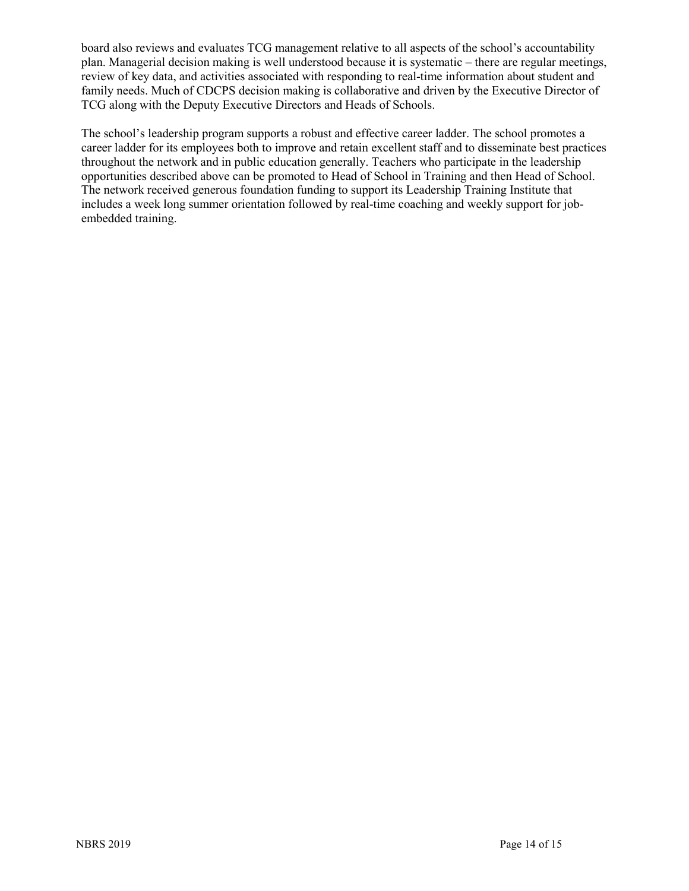board also reviews and evaluates TCG management relative to all aspects of the school's accountability plan. Managerial decision making is well understood because it is systematic – there are regular meetings, review of key data, and activities associated with responding to real-time information about student and family needs. Much of CDCPS decision making is collaborative and driven by the Executive Director of TCG along with the Deputy Executive Directors and Heads of Schools.

The school's leadership program supports a robust and effective career ladder. The school promotes a career ladder for its employees both to improve and retain excellent staff and to disseminate best practices throughout the network and in public education generally. Teachers who participate in the leadership opportunities described above can be promoted to Head of School in Training and then Head of School. The network received generous foundation funding to support its Leadership Training Institute that includes a week long summer orientation followed by real-time coaching and weekly support for job-embedded training.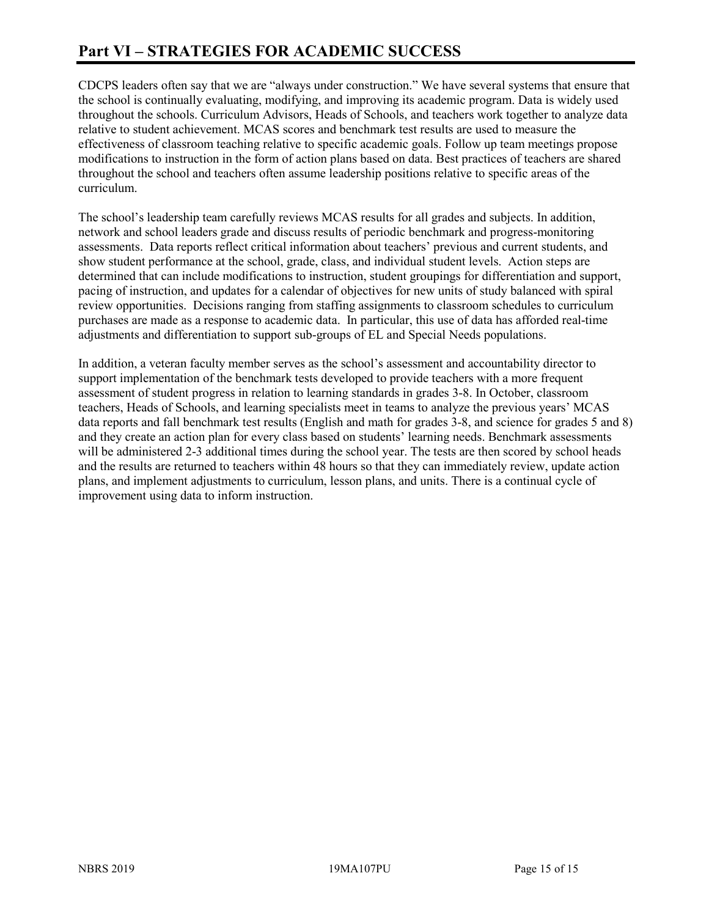# Part VI – STRATEGIES FOR ACADEMIC SUCCESS

CDCPS leaders often say that we are "always under construction." We have several systems that ensure that the school is continually evaluating, modifying, and improving its academic program. Data is widely used throughout the schools. Curriculum Advisors, Heads of Schools, and teachers work together to analyze data relative to student achievement. MCAS scores and benchmark test results are used to measure the effectiveness of classroom teaching relative to specific academic goals. Follow up team meetings propose modifications to instruction in the form of action plans based on data. Best practices of teachers are shared throughout the school and teachers often assume leadership positions relative to specific areas of the curriculum.

The school's leadership team carefully reviews MCAS results for all grades and subjects. In addition, network and school leaders grade and discuss results of periodic benchmark and progress-monitoring assessments. Data reports reflect critical information about teachers' previous and current students, and show student performance at the school, grade, class, and individual student levels. Action steps are determined that can include modifications to instruction, student groupings for differentiation and support, pacing of instruction, and updates for a calendar of objectives for new units of study balanced with spiral review opportunities. Decisions ranging from staffing assignments to classroom schedules to curriculum purchases are made as a response to academic data. In particular, this use of data has afforded real-time adjustments and differentiation to support sub-groups of EL and Special Needs populations.

In addition, a veteran faculty member serves as the school's assessment and accountability director to support implementation of the benchmark tests developed to provide teachers with a more frequent assessment of student progress in relation to learning standards in grades 3-8. In October, classroom teachers, Heads of Schools, and learning specialists meet in teams to analyze the previous years' MCAS data reports and fall benchmark test results (English and math for grades 3-8, and science for grades 5 and 8) and they create an action plan for every class based on students' learning needs. Benchmark assessments will be administered 2-3 additional times during the school year. The tests are then scored by school heads and the results are returned to teachers within 48 hours so that they can immediately review, update action plans, and implement adjustments to curriculum, lesson plans, and units. There is a continual cycle of improvement using data to inform instruction.